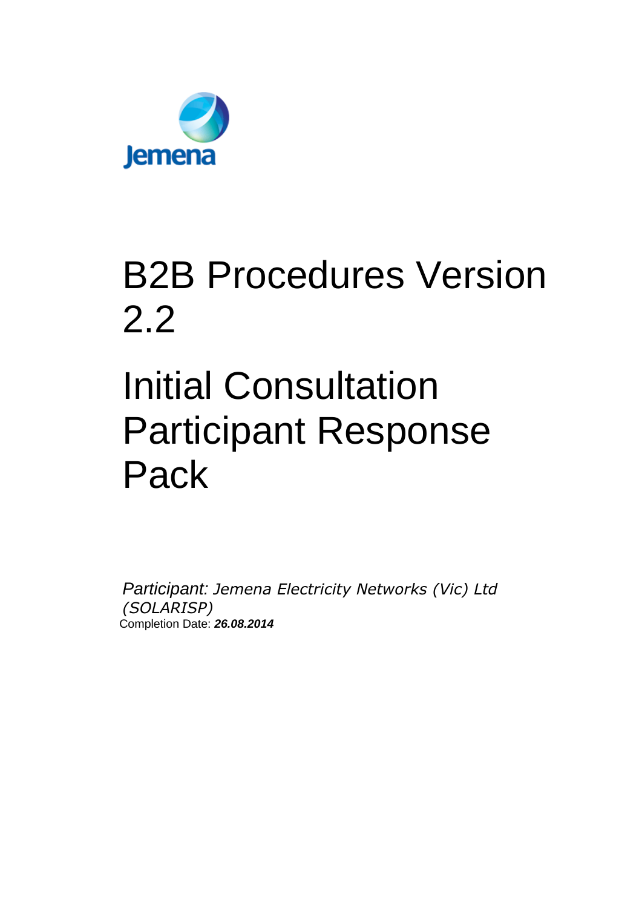Jemena

# B2B Procedures Version 2.2

# Initial Consultation Participant Response Pack

*Participant: Jemena Electricity Networks (Vic) Ltd (SOLARISP)*

Completion Date: ***26.08.2014***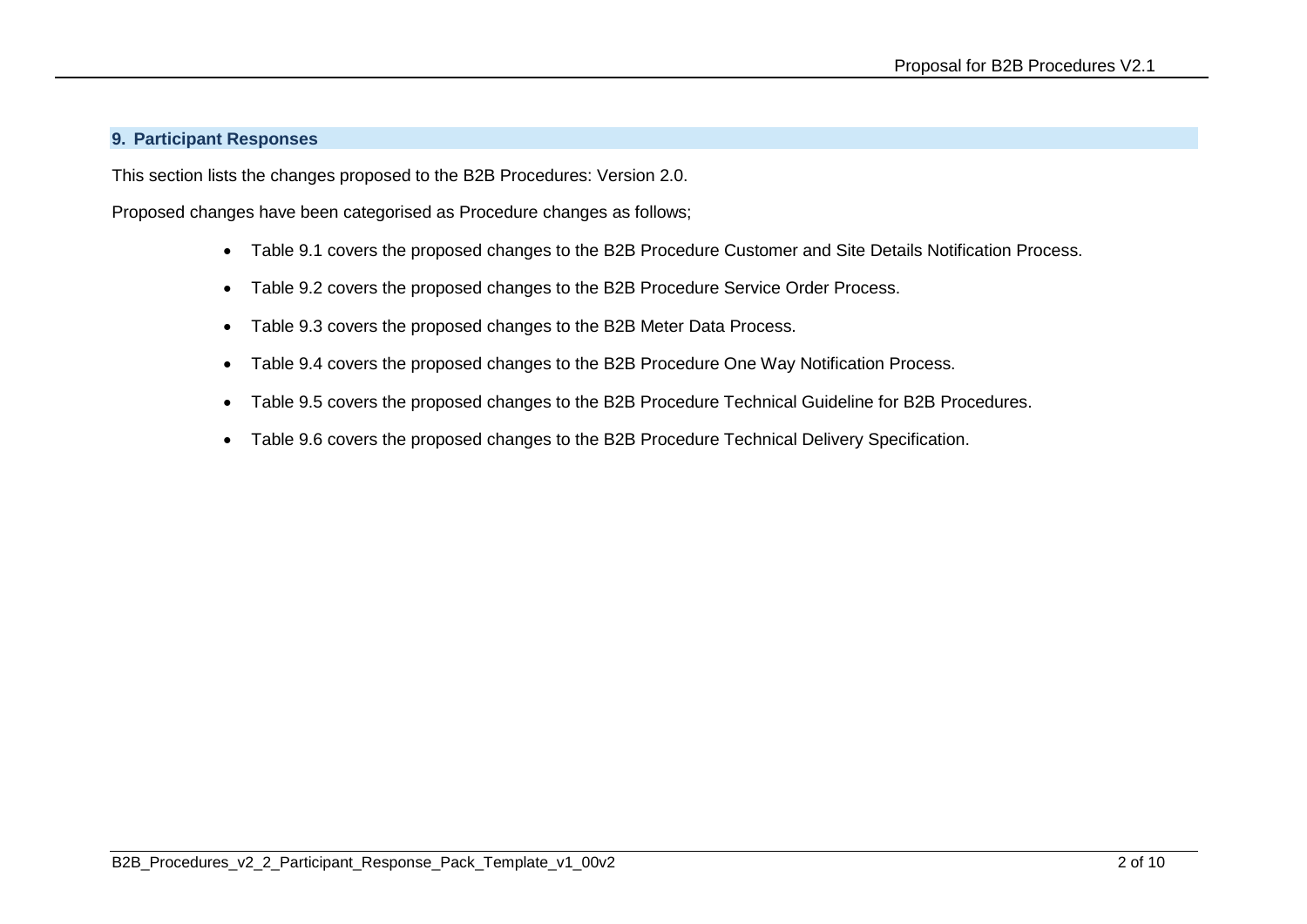## 9. Participant Responses

This section lists the changes proposed to the B2B Procedures: Version 2.0.

Proposed changes have been categorised as Procedure changes as follows;

- Table 9.1 covers the proposed changes to the B2B Procedure Customer and Site Details Notification Process.
- Table 9.2 covers the proposed changes to the B2B Procedure Service Order Process.
- Table 9.3 covers the proposed changes to the B2B Meter Data Process.
- Table 9.4 covers the proposed changes to the B2B Procedure One Way Notification Process.
- Table 9.5 covers the proposed changes to the B2B Procedure Technical Guideline for B2B Procedures.
- Table 9.6 covers the proposed changes to the B2B Procedure Technical Delivery Specification.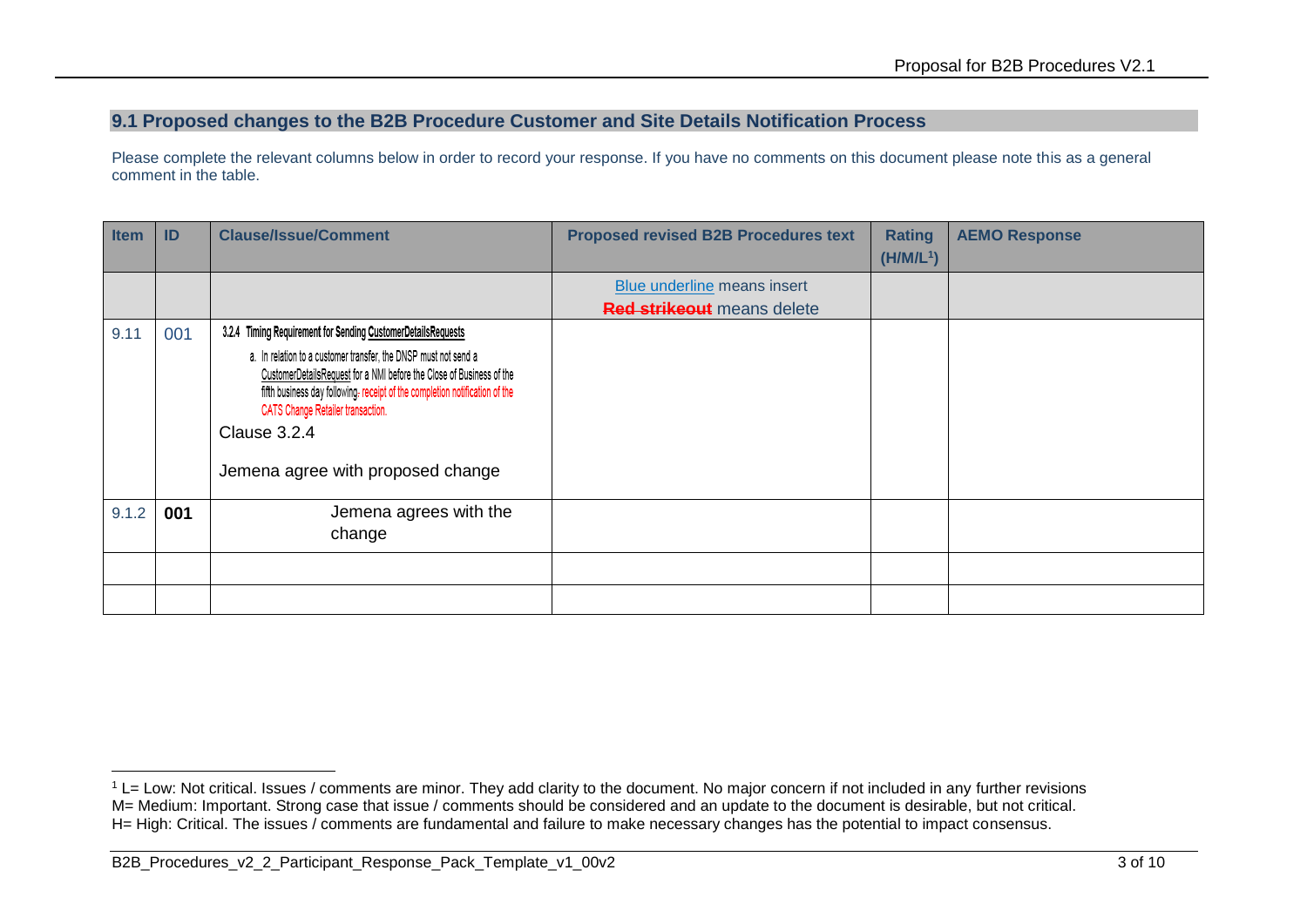## 9.1 Proposed changes to the B2B Procedure Customer and Site Details Notification Process

Please complete the relevant columns below in order to record your response. If you have no comments on this document please note this as a general comment in the table.

| Item | ID | Clause/Issue/Comment | Proposed revised B2B Procedures text | Rating (H/M/L[1]) | AEMO Response |
|---|---|---|---|---|---|
| | | | Blue underline means insert<br>~~Red strikeout~~ means delete | | |
| 9.11 | 001 | **3.2.4 Timing Requirement for Sending CustomerDetailsRequests**<br>a. In relation to a customer transfer, the DNSP must not send a CustomerDetailsRequest for a NMI before the Close of Business of the fifth business day following~~.~~ receipt of the completion notification of the CATS Change Retailer transaction.<br>Clause 3.2.4<br><br>Jemena agree with proposed change | | | |
| 9.1.2 | **001** | Jemena agrees with the change | | | |
| | | | | | |
| | | | | | |

[1] L= Low: Not critical. Issues / comments are minor. They add clarity to the document. No major concern if not included in any further revisions
M= Medium: Important. Strong case that issue / comments should be considered and an update to the document is desirable, but not critical.
H= High: Critical. The issues / comments are fundamental and failure to make necessary changes has the potential to impact consensus.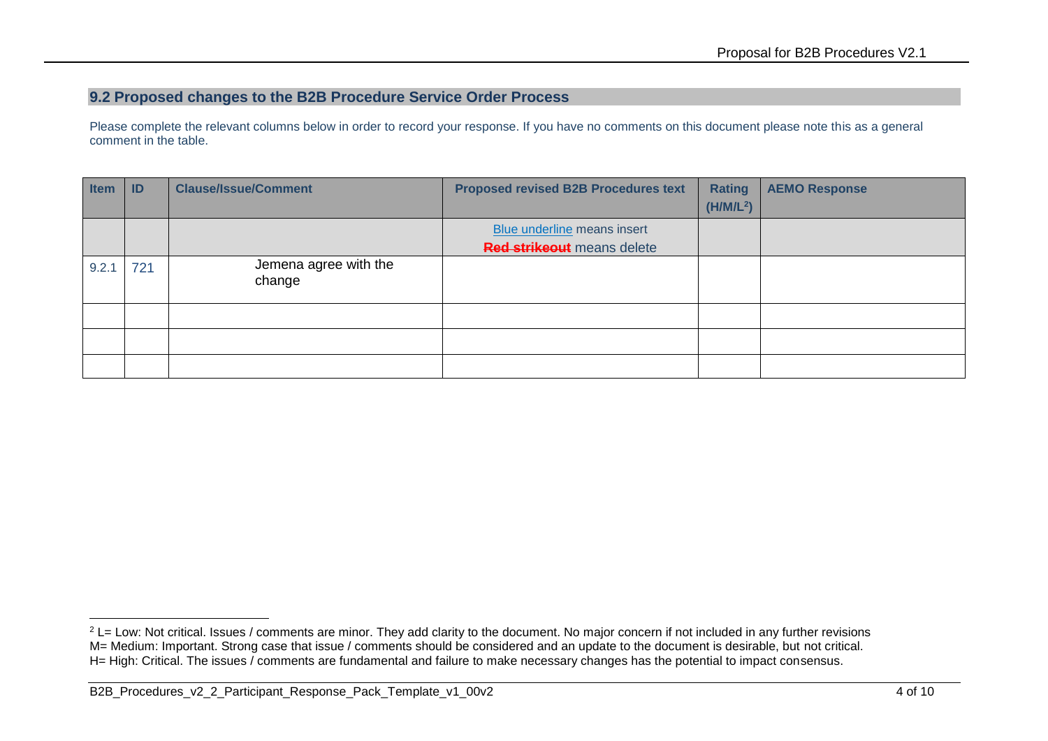## 9.2 Proposed changes to the B2B Procedure Service Order Process

Please complete the relevant columns below in order to record your response. If you have no comments on this document please note this as a general comment in the table.

| Item | ID | Clause/Issue/Comment | Proposed revised B2B Procedures text | Rating (H/M/L[2]) | AEMO Response |
|---|---|---|---|---|---|
| | | | Blue underline means insert<br>~~Red strikeout~~ means delete | | |
| 9.2.1 | 721 | Jemena agree with the change | | | |
| | | | | | |
| | | | | | |
| | | | | | |

[2] L= Low: Not critical. Issues / comments are minor. They add clarity to the document. No major concern if not included in any further revisions
M= Medium: Important. Strong case that issue / comments should be considered and an update to the document is desirable, but not critical.
H= High: Critical. The issues / comments are fundamental and failure to make necessary changes has the potential to impact consensus.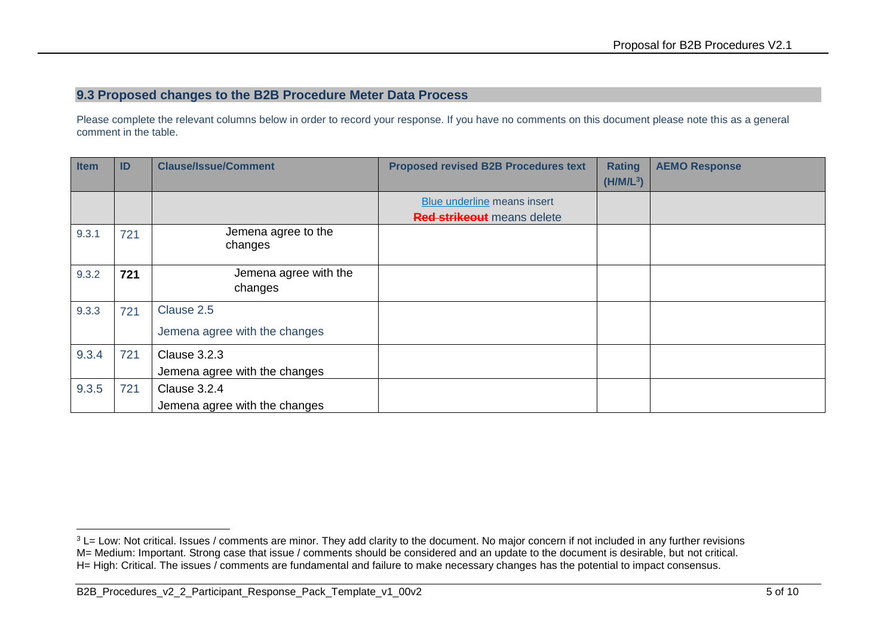## 9.3 Proposed changes to the B2B Procedure Meter Data Process

Please complete the relevant columns below in order to record your response. If you have no comments on this document please note this as a general comment in the table.

| Item | ID | Clause/Issue/Comment | Proposed revised B2B Procedures text | Rating (H/M/L[3]) | AEMO Response |
|---|---|---|---|---|---|
| | | | Blue underline means insert<br>~~Red strikeout~~ means delete | | |
| 9.3.1 | 721 | Jemena agree to the changes | | | |
| 9.3.2 | **721** | Jemena agree with the changes | | | |
| 9.3.3 | 721 | Clause 2.5<br>Jemena agree with the changes | | | |
| 9.3.4 | 721 | Clause 3.2.3<br>Jemena agree with the changes | | | |
| 9.3.5 | 721 | Clause 3.2.4<br>Jemena agree with the changes | | | |

[3] L= Low: Not critical. Issues / comments are minor. They add clarity to the document. No major concern if not included in any further revisions
M= Medium: Important. Strong case that issue / comments should be considered and an update to the document is desirable, but not critical.
H= High: Critical. The issues / comments are fundamental and failure to make necessary changes has the potential to impact consensus.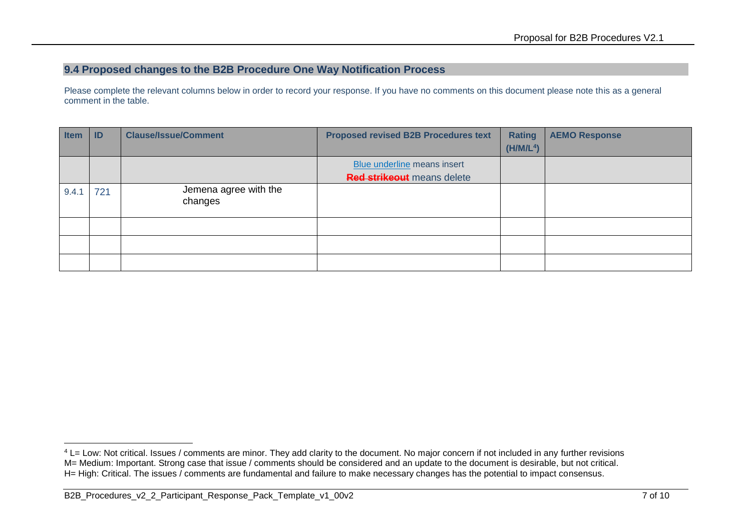## 9.4 Proposed changes to the B2B Procedure One Way Notification Process

Please complete the relevant columns below in order to record your response. If you have no comments on this document please note this as a general comment in the table.

| Item | ID | Clause/Issue/Comment | Proposed revised B2B Procedures text | Rating (H/M/L[4]) | AEMO Response |
|---|---|---|---|---|---|
| | | | Blue underline means insert<br>~~Red strikeout~~ means delete | | |
| 9.4.1 | 721 | Jemena agree with the changes | | | |
| | | | | | |
| | | | | | |
| | | | | | |

[4] L= Low: Not critical. Issues / comments are minor. They add clarity to the document. No major concern if not included in any further revisions
M= Medium: Important. Strong case that issue / comments should be considered and an update to the document is desirable, but not critical.
H= High: Critical. The issues / comments are fundamental and failure to make necessary changes has the potential to impact consensus.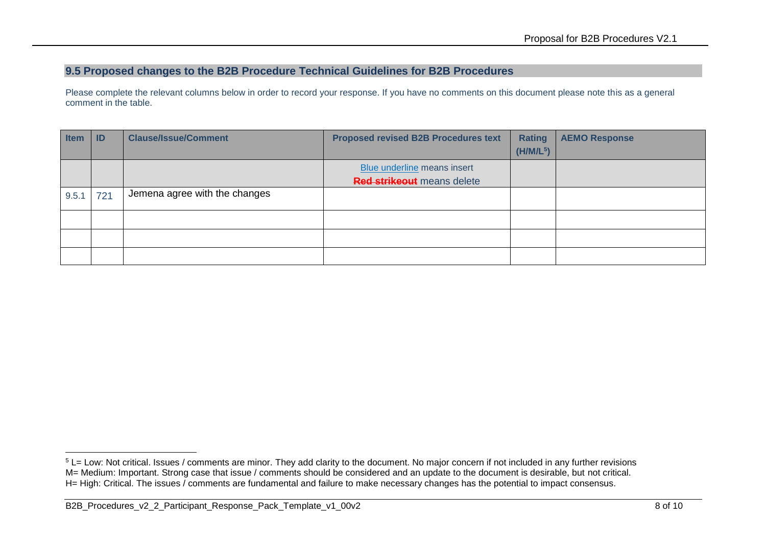## 9.5 Proposed changes to the B2B Procedure Technical Guidelines for B2B Procedures

Please complete the relevant columns below in order to record your response. If you have no comments on this document please note this as a general comment in the table.

| Item | ID | Clause/Issue/Comment | Proposed revised B2B Procedures text | Rating (H/M/L[5]) | AEMO Response |
|---|---|---|---|---|---|
| | | | Blue underline means insert<br>~~Red strikeout~~ means delete | | |
| 9.5.1 | 721 | Jemena agree with the changes | | | |
| | | | | | |
| | | | | | |
| | | | | | |

[5] L= Low: Not critical. Issues / comments are minor. They add clarity to the document. No major concern if not included in any further revisions
M= Medium: Important. Strong case that issue / comments should be considered and an update to the document is desirable, but not critical.
H= High: Critical. The issues / comments are fundamental and failure to make necessary changes has the potential to impact consensus.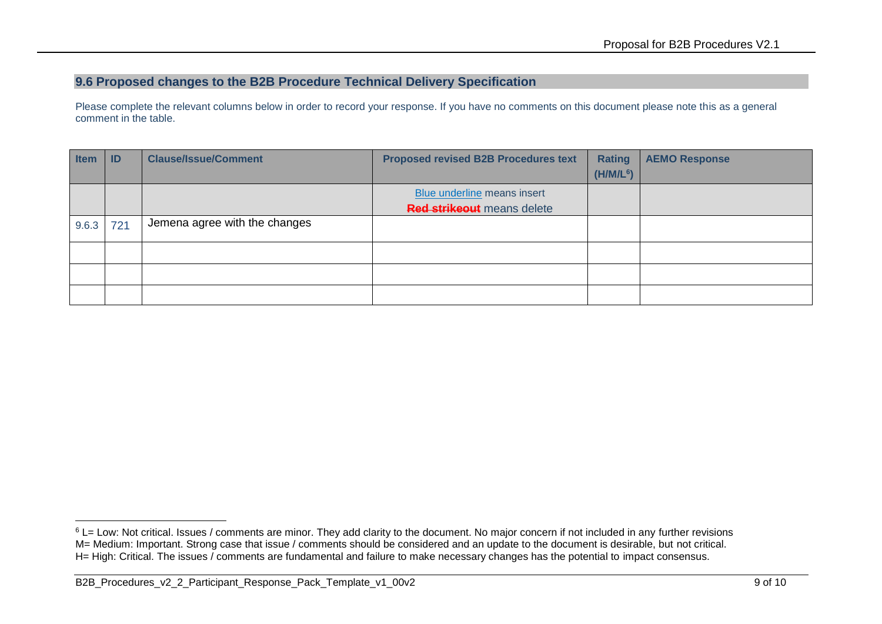## 9.6 Proposed changes to the B2B Procedure Technical Delivery Specification

Please complete the relevant columns below in order to record your response. If you have no comments on this document please note this as a general comment in the table.

| Item | ID | Clause/Issue/Comment | Proposed revised B2B Procedures text | Rating (H/M/L[6]) | AEMO Response |
|---|---|---|---|---|---|
| | | | Blue underline means insert<br>~~Red strikeout~~ means delete | | |
| 9.6.3 | 721 | Jemena agree with the changes | | | |
| | | | | | |
| | | | | | |
| | | | | | |

[6] L= Low: Not critical. Issues / comments are minor. They add clarity to the document. No major concern if not included in any further revisions
M= Medium: Important. Strong case that issue / comments should be considered and an update to the document is desirable, but not critical.
H= High: Critical. The issues / comments are fundamental and failure to make necessary changes has the potential to impact consensus.